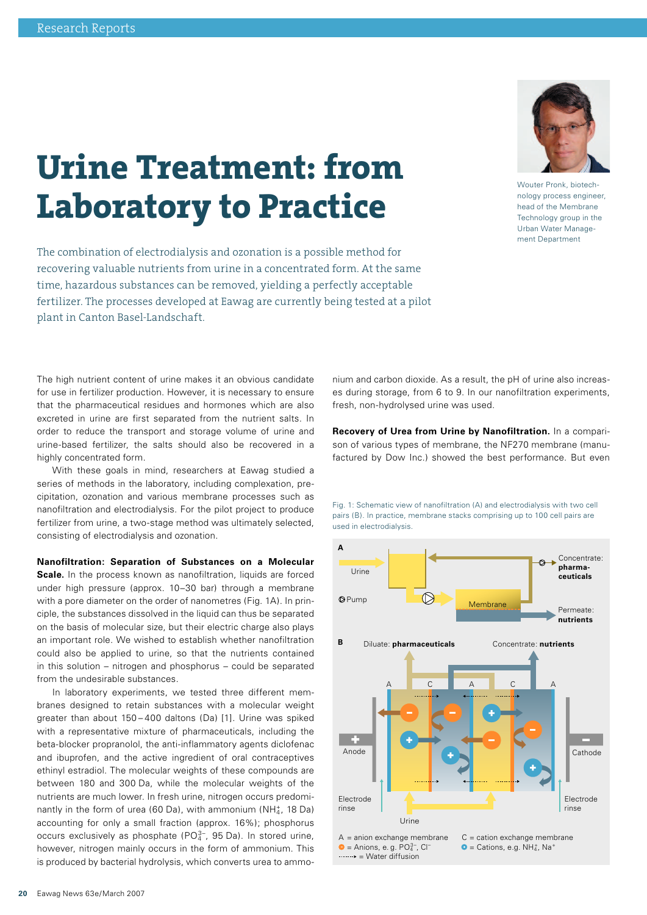# Urine Treatment: from Laboratory to Practice

The combination of electrodialysis and ozonation is a possible method for recovering valuable nutrients from urine in a concentrated form. At the same time, hazardous substances can be removed, yielding a perfectly acceptable fertilizer. The processes developed at Eawag are currently being tested at a pilot plant in Canton Basel-Landschaft.

Wouter Pronk, biotechnology process engineer, head of the Membrane Technology group in the Urban Water Management Department

The high nutrient content of urine makes it an obvious candidate for use in fertilizer production. However, it is necessary to ensure that the pharmaceutical residues and hormones which are also excreted in urine are first separated from the nutrient salts. In order to reduce the transport and storage volume of urine and urine-based fertilizer, the salts should also be recovered in a highly concentrated form.

With these goals in mind, researchers at Eawag studied a series of methods in the laboratory, including complexation, precipitation, ozonation and various membrane processes such as nanofiltration and electrodialysis. For the pilot project to produce fertilizer from urine, a two-stage method was ultimately selected, consisting of electrodialysis and ozonation.

**Nanofiltration: Separation of Substances on a Molecular Scale.** In the process known as nanofiltration, liquids are forced under high pressure (approx. 10–30 bar) through a membrane with a pore diameter on the order of nanometres (Fig. 1A). In principle, the substances dissolved in the liquid can thus be separated on the basis of molecular size, but their electric charge also plays an important role. We wished to establish whether nanofiltration could also be applied to urine, so that the nutrients contained in this solution – nitrogen and phosphorus – could be separated from the undesirable substances.

In laboratory experiments, we tested three different membranes designed to retain substances with a molecular weight greater than about 150–400 daltons (Da) [1]. Urine was spiked with a representative mixture of pharmaceuticals, including the beta-blocker propranolol, the anti-inflammatory agents diclofenac and ibuprofen, and the active ingredient of oral contraceptives ethinyl estradiol. The molecular weights of these compounds are between 180 and 300 Da, while the molecular weights of the nutrients are much lower. In fresh urine, nitrogen occurs predominantly in the form of urea (60 Da), with ammonium ($NH_4^+$, 18 Da) accounting for only a small fraction (approx. 16%); phosphorus occurs exclusively as phosphate ($PO_4^{3-}$, 95 Da). In stored urine, however, nitrogen mainly occurs in the form of ammonium. This is produced by bacterial hydrolysis, which converts urea to ammonium and carbon dioxide. As a result, the pH of urine also increases during storage, from 6 to 9. In our nanofiltration experiments, fresh, non-hydrolysed urine was used.

**Recovery of Urea from Urine by Nanofiltration.** In a comparison of various types of membrane, the NF270 membrane (manufactured by Dow Inc.) showed the best performance. But even

Fig. 1: Schematic view of nanofiltration (A) and electrodialysis with two cell pairs (B). In practice, membrane stacks comprising up to 100 cell pairs are used in electrodialysis.

A: Urine; Pump; Membrane; Concentrate: **pharmaceuticals**; Permeate: **nutrients**

B: Diluate: **pharmaceuticals**; Concentrate: **nutrients**; Anode; Cathode; Electrode rinse; Urine

A = anion exchange membrane; C = cation exchange membrane
− = Anions, e. g. $PO_4^{3-}$, $Cl^-$; + = Cations, e.g. $NH_4^+$, $Na^+$
······→ = Water diffusion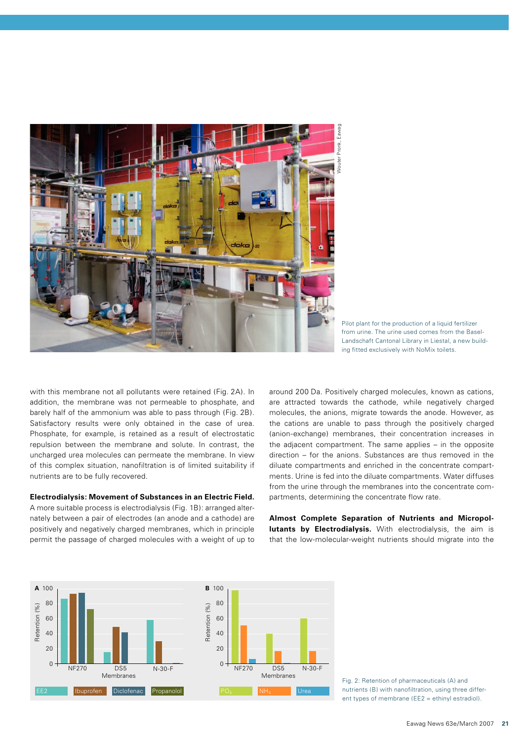Pilot plant for the production of a liquid fertilizer from urine. The urine used comes from the Basel-Landschaft Cantonal Library in Liestal, a new building fitted exclusively with NoMix toilets.

with this membrane not all pollutants were retained (Fig. 2A). In addition, the membrane was not permeable to phosphate, and barely half of the ammonium was able to pass through (Fig. 2B). Satisfactory results were only obtained in the case of urea. Phosphate, for example, is retained as a result of electrostatic repulsion between the membrane and solute. In contrast, the uncharged urea molecules can permeate the membrane. In view of this complex situation, nanofiltration is of limited suitability if nutrients are to be fully recovered.

**Electrodialysis: Movement of Substances in an Electric Field.** A more suitable process is electrodialysis (Fig. 1B): arranged alternately between a pair of electrodes (an anode and a cathode) are positively and negatively charged membranes, which in principle permit the passage of charged molecules with a weight of up to around 200 Da. Positively charged molecules, known as cations, are attracted towards the cathode, while negatively charged molecules, the anions, migrate towards the anode. However, as the cations are unable to pass through the positively charged (anion-exchange) membranes, their concentration increases in the adjacent compartment. The same applies – in the opposite direction – for the anions. Substances are thus removed in the diluate compartments and enriched in the concentrate compartments. Urine is fed into the diluate compartments. Water diffuses from the urine through the membranes into the concentrate compartments, determining the concentrate flow rate.

**Almost Complete Separation of Nutrients and Micropollutants by Electrodialysis.** With electrodialysis, the aim is that the low-molecular-weight nutrients should migrate into the

Fig. 2: Retention of pharmaceuticals (A) and nutrients (B) with nanofiltration, using three different types of membrane (EE2 = ethinyl estradiol).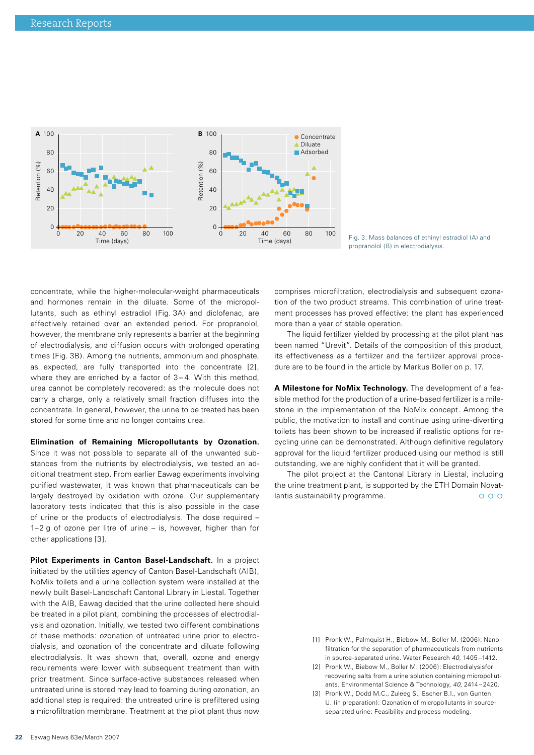A 100

80

60

40

20

0

0 20 40 60 80 100

Retention (%)

Time (days)

B 100

80

60

40

20

0

0 20 40 60 80 100

Retention (%)

Time (days)

Concentrate
Diluate
Adsorbed

Fig. 3: Mass balances of ethinyl estradiol (A) and propranolol (B) in electrodialysis.

concentrate, while the higher-molecular-weight pharmaceuticals and hormones remain in the diluate. Some of the micropollutants, such as ethinyl estradiol (Fig. 3A) and diclofenac, are effectively retained over an extended period. For propranolol, however, the membrane only represents a barrier at the beginning of electrodialysis, and diffusion occurs with prolonged operating times (Fig. 3B). Among the nutrients, ammonium and phosphate, as expected, are fully transported into the concentrate [2], where they are enriched by a factor of 3–4. With this method, urea cannot be completely recovered: as the molecule does not carry a charge, only a relatively small fraction diffuses into the concentrate. In general, however, the urine to be treated has been stored for some time and no longer contains urea.

**Elimination of Remaining Micropollutants by Ozonation.** Since it was not possible to separate all of the unwanted substances from the nutrients by electrodialysis, we tested an additional treatment step. From earlier Eawag experiments involving purified wastewater, it was known that pharmaceuticals can be largely destroyed by oxidation with ozone. Our supplementary laboratory tests indicated that this is also possible in the case of urine or the products of electrodialysis. The dose required – 1–2 g of ozone per litre of urine – is, however, higher than for other applications [3].

**Pilot Experiments in Canton Basel-Landschaft.** In a project initiated by the utilities agency of Canton Basel-Landschaft (AIB), NoMix toilets and a urine collection system were installed at the newly built Basel-Landschaft Cantonal Library in Liestal. Together with the AIB, Eawag decided that the urine collected here should be treated in a pilot plant, combining the processes of electrodialysis and ozonation. Initially, we tested two different combinations of these methods: ozonation of untreated urine prior to electrodialysis, and ozonation of the concentrate and diluate following electrodialysis. It was shown that, overall, ozone and energy requirements were lower with subsequent treatment than with prior treatment. Since surface-active substances released when untreated urine is stored may lead to foaming during ozonation, an additional step is required: the untreated urine is prefiltered using a microfiltration membrane. Treatment at the pilot plant thus now comprises microfiltration, electrodialysis and subsequent ozonation of the two product streams. This combination of urine treatment processes has proved effective: the plant has experienced more than a year of stable operation.

The liquid fertilizer yielded by processing at the pilot plant has been named "Urevit". Details of the composition of this product, its effectiveness as a fertilizer and the fertilizer approval procedure are to be found in the article by Markus Boller on p. 17.

**A Milestone for NoMix Technology.** The development of a feasible method for the production of a urine-based fertilizer is a milestone in the implementation of the NoMix concept. Among the public, the motivation to install and continue using urine-diverting toilets has been shown to be increased if realistic options for recycling urine can be demonstrated. Although definitive regulatory approval for the liquid fertilizer produced using our method is still outstanding, we are highly confident that it will be granted.

The pilot project at the Cantonal Library in Liestal, including the urine treatment plant, is supported by the ETH Domain Novatlantis sustainability programme.

[1] Pronk W., Palmquist H., Biebow M., Boller M. (2006): Nanofiltration for the separation of pharmaceuticals from nutrients in source-separated urine. Water Research *40*, 1405–1412.

[2] Pronk W., Biebow M., Boller M. (2006): Electrodialysisfor recovering salts from a urine solution containing micropollutants. Environmental Science & Technology, *40*, 2414–2420.

[3] Pronk W., Dodd M.C., Zuleeg S., Escher B.I., von Gunten U. (in preparation): Ozonation of micropollutants in source-separated urine: Feasibility and process modeling.